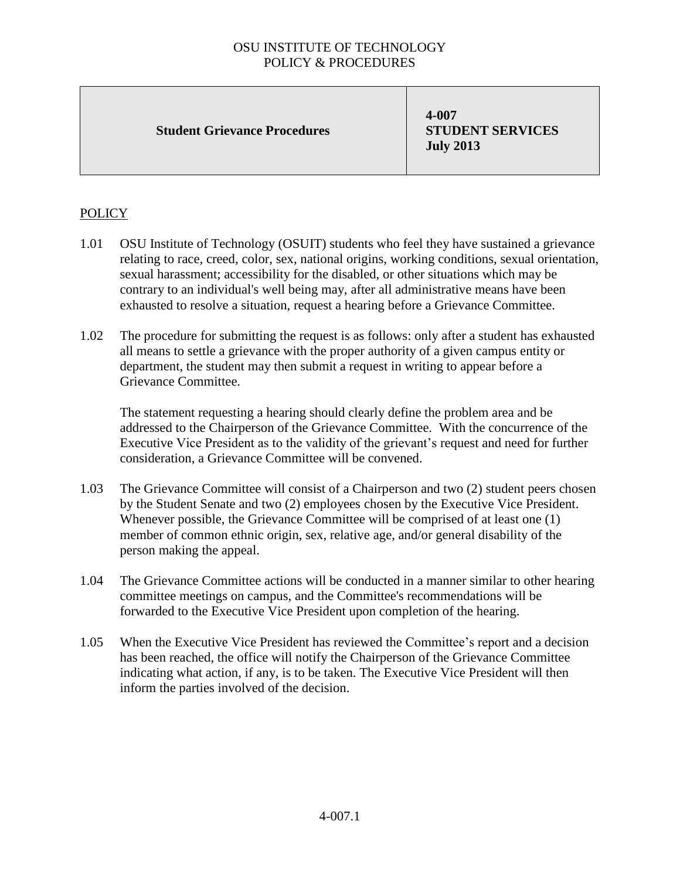OSU INSTITUTE OF TECHNOLOGY
POLICY & PROCEDURES

| **Student Grievance Procedures** | **4-007**<br>**STUDENT SERVICES**<br>**July 2013** |
| --- | --- |

## POLICY

1.01 OSU Institute of Technology (OSUIT) students who feel they have sustained a grievance relating to race, creed, color, sex, national origins, working conditions, sexual orientation, sexual harassment; accessibility for the disabled, or other situations which may be contrary to an individual's well being may, after all administrative means have been exhausted to resolve a situation, request a hearing before a Grievance Committee.

1.02 The procedure for submitting the request is as follows: only after a student has exhausted all means to settle a grievance with the proper authority of a given campus entity or department, the student may then submit a request in writing to appear before a Grievance Committee.

The statement requesting a hearing should clearly define the problem area and be addressed to the Chairperson of the Grievance Committee. With the concurrence of the Executive Vice President as to the validity of the grievant's request and need for further consideration, a Grievance Committee will be convened.

1.03 The Grievance Committee will consist of a Chairperson and two (2) student peers chosen by the Student Senate and two (2) employees chosen by the Executive Vice President. Whenever possible, the Grievance Committee will be comprised of at least one (1) member of common ethnic origin, sex, relative age, and/or general disability of the person making the appeal.

1.04 The Grievance Committee actions will be conducted in a manner similar to other hearing committee meetings on campus, and the Committee's recommendations will be forwarded to the Executive Vice President upon completion of the hearing.

1.05 When the Executive Vice President has reviewed the Committee's report and a decision has been reached, the office will notify the Chairperson of the Grievance Committee indicating what action, if any, is to be taken. The Executive Vice President will then inform the parties involved of the decision.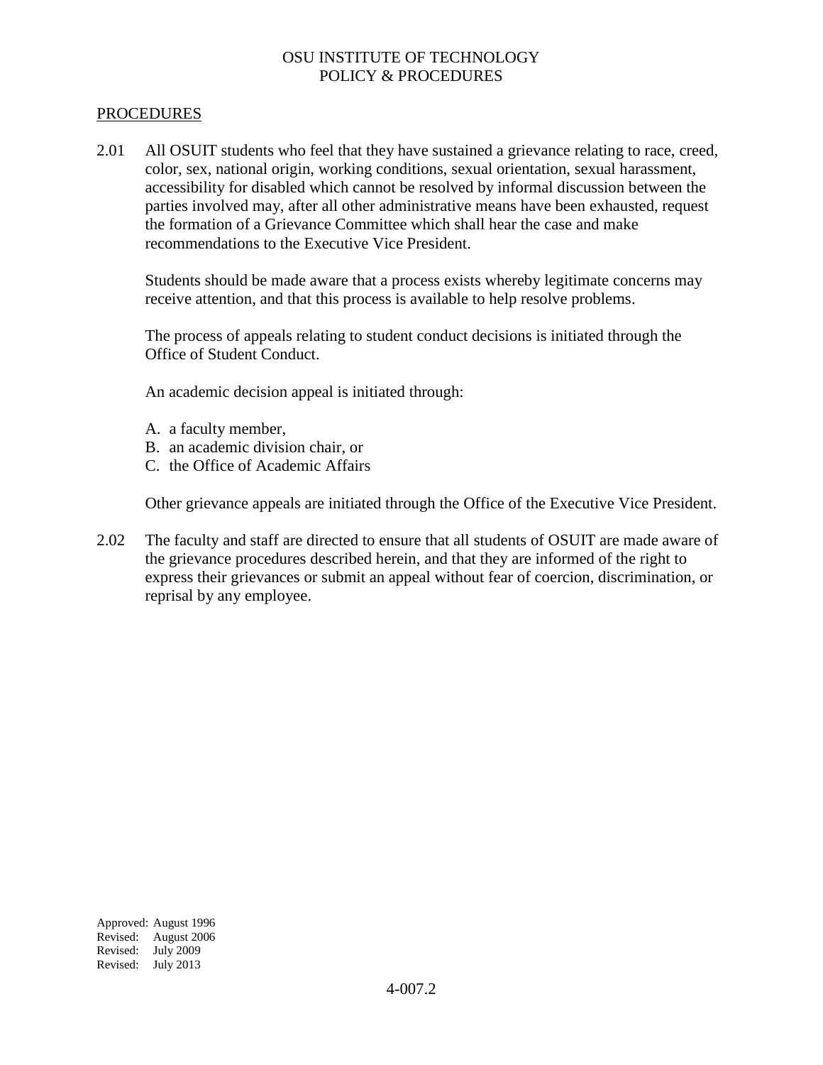## PROCEDURES

2.01 All OSUIT students who feel that they have sustained a grievance relating to race, creed, color, sex, national origin, working conditions, sexual orientation, sexual harassment, accessibility for disabled which cannot be resolved by informal discussion between the parties involved may, after all other administrative means have been exhausted, request the formation of a Grievance Committee which shall hear the case and make recommendations to the Executive Vice President.

Students should be made aware that a process exists whereby legitimate concerns may receive attention, and that this process is available to help resolve problems.

The process of appeals relating to student conduct decisions is initiated through the Office of Student Conduct.

An academic decision appeal is initiated through:

A. a faculty member,
B. an academic division chair, or
C. the Office of Academic Affairs

Other grievance appeals are initiated through the Office of the Executive Vice President.

2.02 The faculty and staff are directed to ensure that all students of OSUIT are made aware of the grievance procedures described herein, and that they are informed of the right to express their grievances or submit an appeal without fear of coercion, discrimination, or reprisal by any employee.

Approved: August 1996
Revised: August 2006
Revised: July 2009
Revised: July 2013

4-007.2